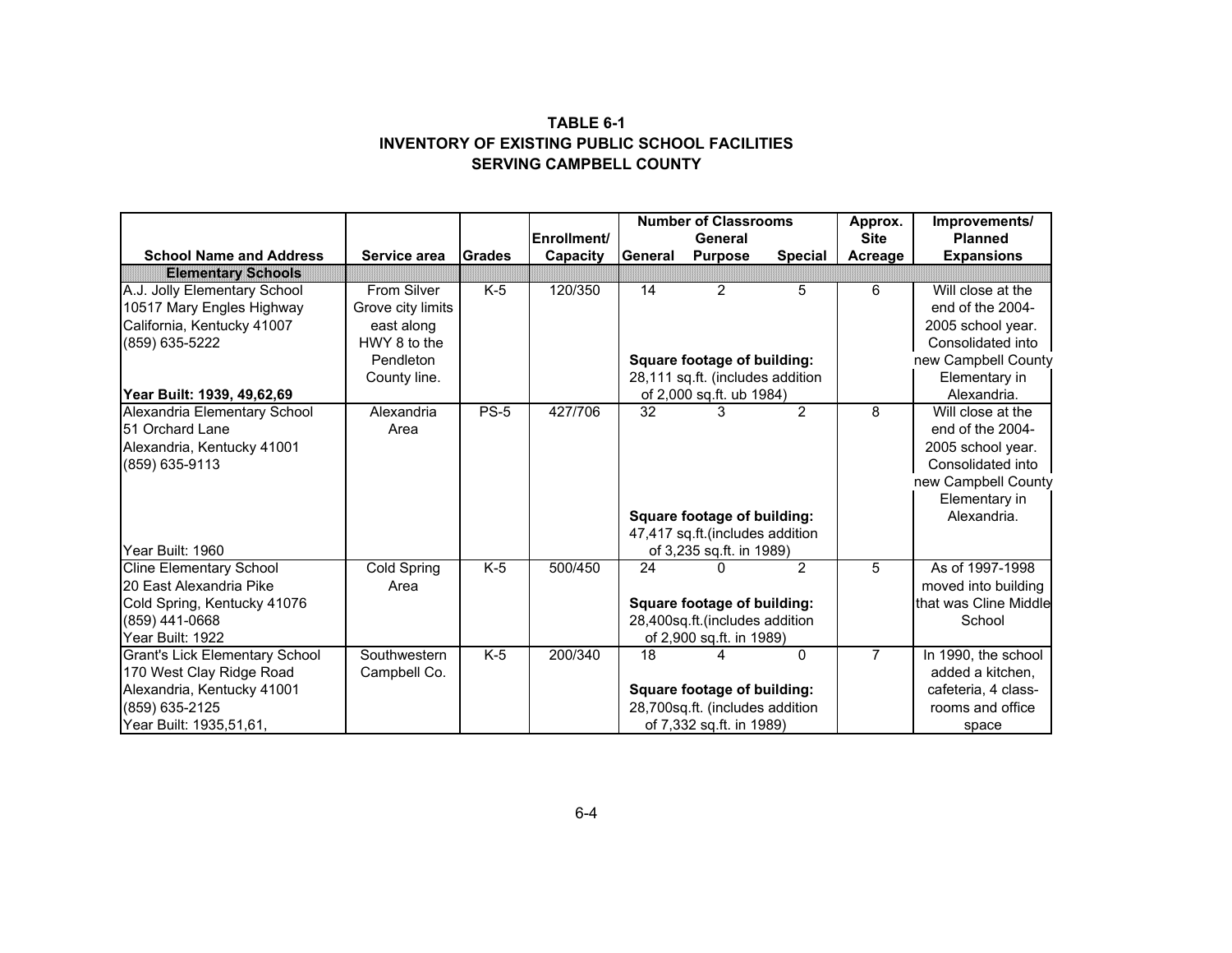**TABLE 6-1**
**INVENTORY OF EXISTING PUBLIC SCHOOL FACILITIES**
**SERVING CAMPBELL COUNTY**

| School Name and Address | Service area | Grades | Enrollment/ Capacity | Number of Classrooms General | General Purpose | Special | Approx. Site Acreage | Improvements/ Planned Expansions |
|---|---|---|---|---|---|---|---|---|
| **Elementary Schools** | | | | | | | | |
| A.J. Jolly Elementary School<br>10517 Mary Engles Highway<br>California, Kentucky 41007<br>(859) 635-5222<br>**Year Built: 1939, 49,62,69** | From Silver Grove city limits east along HWY 8 to the Pendleton County line. | K-5 | 120/350 | 14 | 2 | 5 | 6 | Will close at the end of the 2004-2005 school year. Consolidated into new Campbell County Elementary in Alexandria. |
| | | | | **Square footage of building:** 28,111 sq.ft. (includes addition of 2,000 sq.ft. ub 1984) | | | | |
| Alexandria Elementary School<br>51 Orchard Lane<br>Alexandria, Kentucky 41001<br>(859) 635-9113<br>Year Built: 1960 | Alexandria Area | PS-5 | 427/706 | 32 | 3 | 2 | 8 | Will close at the end of the 2004-2005 school year. Consolidated into new Campbell County Elementary in Alexandria. |
| | | | | **Square footage of building:** 47,417 sq.ft.(includes addition of 3,235 sq.ft. in 1989) | | | | |
| Cline Elementary School<br>20 East Alexandria Pike<br>Cold Spring, Kentucky 41076<br>(859) 441-0668<br>Year Built: 1922 | Cold Spring Area | K-5 | 500/450 | 24 | 0 | 2 | 5 | As of 1997-1998 moved into building that was Cline Middle School |
| | | | | **Square footage of building:** 28,400sq.ft.(includes addition of 2,900 sq.ft. in 1989) | | | | |
| Grant's Lick Elementary School<br>170 West Clay Ridge Road<br>Alexandria, Kentucky 41001<br>(859) 635-2125<br>Year Built: 1935,51,61, | Southwestern Campbell Co. | K-5 | 200/340 | 18 | 4 | 0 | 7 | In 1990, the school added a kitchen, cafeteria, 4 class-rooms and office space |
| | | | | **Square footage of building:** 28,700sq.ft. (includes addition of 7,332 sq.ft. in 1989) | | | | |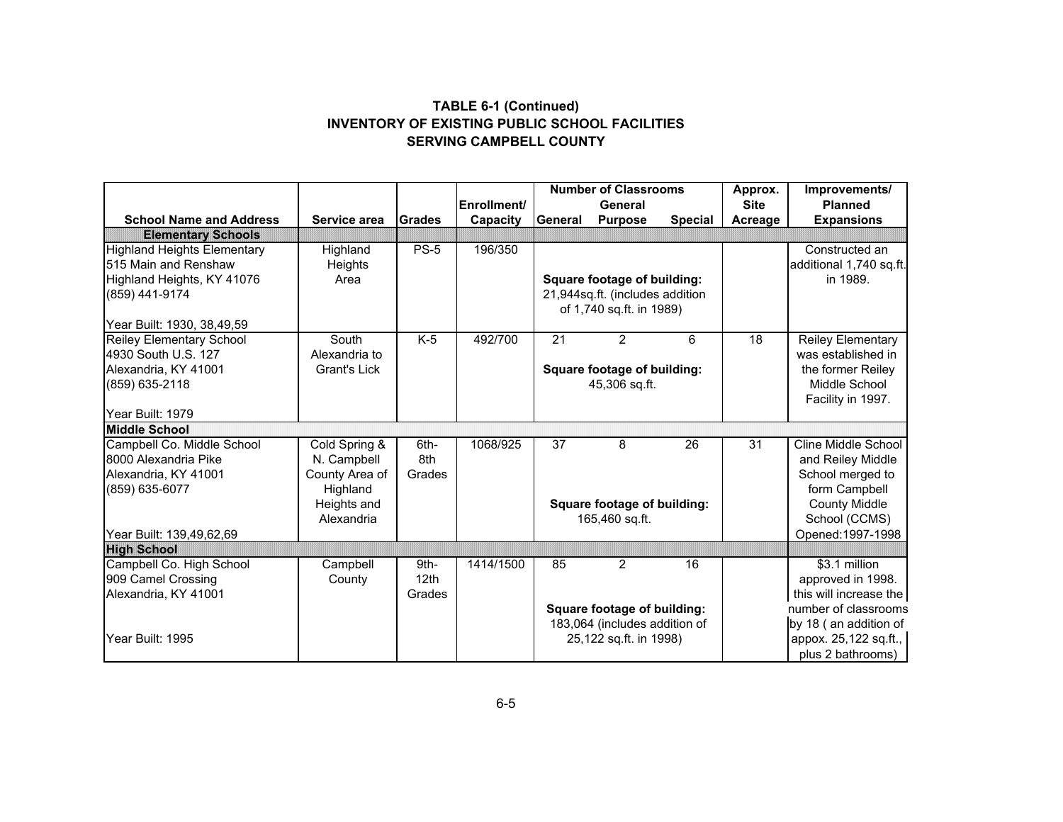**TABLE 6-1 (Continued)**
**INVENTORY OF EXISTING PUBLIC SCHOOL FACILITIES**
**SERVING CAMPBELL COUNTY**

| School Name and Address | Service area | Grades | Enrollment/ Capacity | Number of Classrooms General | General Purpose | Special | Approx. Site Acreage | Improvements/ Planned Expansions |
|---|---|---|---|---|---|---|---|---|
| **Elementary Schools** | | | | | | | | |
| Highland Heights Elementary<br>515 Main and Renshaw<br>Highland Heights, KY 41076<br>(859) 441-9174<br><br>Year Built: 1930, 38,49,59 | Highland Heights Area | PS-5 | 196/350 | **Square footage of building:** 21,944sq.ft. (includes addition of 1,740 sq.ft. in 1989) | | | | Constructed an additional 1,740 sq.ft. in 1989. |
| Reiley Elementary School<br>4930 South U.S. 127<br>Alexandria, KY 41001<br>(859) 635-2118<br><br>Year Built: 1979 | South Alexandria to Grant's Lick | K-5 | 492/700 | 21<br><br>**Square footage of building:** 45,306 sq.ft. | 2 | 6 | 18 | Reiley Elementary was established in the former Reiley Middle School Facility in 1997. |
| **Middle School** | | | | | | | | |
| Campbell Co. Middle School<br>8000 Alexandria Pike<br>Alexandria, KY 41001<br>(859) 635-6077<br><br>Year Built: 139,49,62,69 | Cold Spring & N. Campbell County Area of Highland Heights and Alexandria | 6th-8th Grades | 1068/925 | 37<br><br>**Square footage of building:** 165,460 sq.ft. | 8 | 26 | 31 | Cline Middle School and Reiley Middle School merged to form Campbell County Middle School (CCMS) Opened:1997-1998 |
| **High School** | | | | | | | | |
| Campbell Co. High School<br>909 Camel Crossing<br>Alexandria, KY 41001<br><br>Year Built: 1995 | Campbell County | 9th-12th Grades | 1414/1500 | 85<br><br>**Square footage of building:** 183,064 (includes addition of 25,122 sq.ft. in 1998) | 2 | 16 | | $3.1 million approved in 1998. this will increase the number of classrooms by 18 ( an addition of appox. 25,122 sq.ft., plus 2 bathrooms) |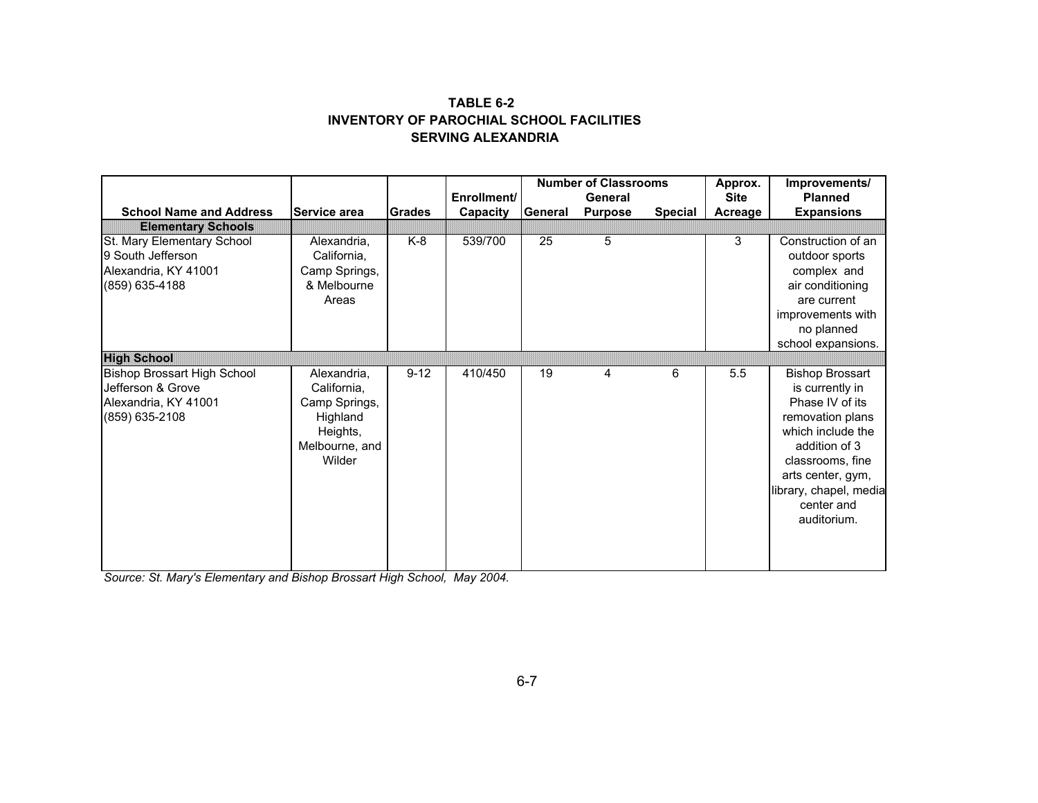**TABLE 6-2**
**INVENTORY OF PAROCHIAL SCHOOL FACILITIES**
**SERVING ALEXANDRIA**

| School Name and Address | Service area | Grades | Enrollment/ Capacity | Number of Classrooms General | General Purpose | Special | Approx. Site Acreage | Improvements/ Planned Expansions |
|---|---|---|---|---|---|---|---|---|
| **Elementary Schools** | | | | | | | | |
| St. Mary Elementary School 9 South Jefferson Alexandria, KY 41001 (859) 635-4188 | Alexandria, California, Camp Springs, & Melbourne Areas | K-8 | 539/700 | 25 | 5 | | 3 | Construction of an outdoor sports complex and air conditioning are current improvements with no planned school expansions. |
| **High School** | | | | | | | | |
| Bishop Brossart High School Jefferson & Grove Alexandria, KY 41001 (859) 635-2108 | Alexandria, California, Camp Springs, Highland Heights, Melbourne, and Wilder | 9-12 | 410/450 | 19 | 4 | 6 | 5.5 | Bishop Brossart is currently in Phase IV of its removation plans which include the addition of 3 classrooms, fine arts center, gym, library, chapel, media center and auditorium. |

*Source: St. Mary's Elementary and Bishop Brossart High School, May 2004.*